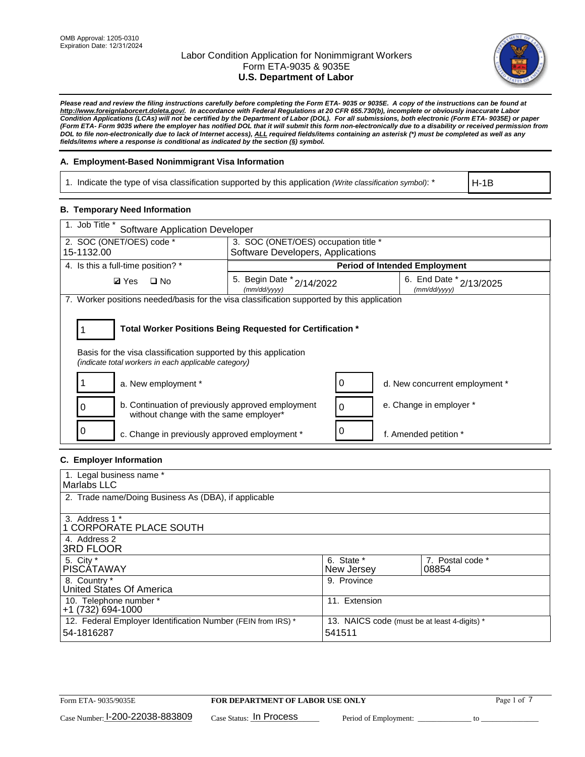OMB Approval: 1205-0310
Expiration Date: 12/31/2024

# Labor Condition Application for Nonimmigrant Workers
## Form ETA-9035 & 9035E
## U.S. Department of Labor

***Please read and review the filing instructions carefully before completing the Form ETA- 9035 or 9035E. A copy of the instructions can be found at http://www.foreignlaborcert.doleta.gov/. In accordance with Federal Regulations at 20 CFR 655.730(b), incomplete or obviously inaccurate Labor Condition Applications (LCAs) will not be certified by the Department of Labor (DOL). For all submissions, both electronic (Form ETA- 9035E) or paper (Form ETA- Form 9035 where the employer has notified DOL that it will submit this form non-electronically due to a disability or received permission from DOL to file non-electronically due to lack of Internet access), ALL required fields/items containing an asterisk (*) must be completed as well as any fields/items where a response is conditional as indicated by the section (§) symbol.***

### A. Employment-Based Nonimmigrant Visa Information

| 1. Indicate the type of visa classification supported by this application *(Write classification symbol)*: * | H-1B |
|---|---|

### B. Temporary Need Information

| 1. Job Title * Software Application Developer | | |
|---|---|---|
| 2. SOC (ONET/OES) code * 15-1132.00 | 3. SOC (ONET/OES) occupation title * Software Developers, Applications | |
| 4. Is this a full-time position? * | **Period of Intended Employment** | |
| ☑ Yes ☐ No | 5. Begin Date * *(mm/dd/yyyy)* 2/14/2022 | 6. End Date * *(mm/dd/yyyy)* 2/13/2025 |

7. Worker positions needed/basis for the visa classification supported by this application

| 1 | **Total Worker Positions Being Requested for Certification *** |
|---|---|

Basis for the visa classification supported by this application
*(indicate total workers in each applicable category)*

| | | | |
|---|---|---|---|
| 1 | a. New employment * | 0 | d. New concurrent employment * |
| 0 | b. Continuation of previously approved employment without change with the same employer* | 0 | e. Change in employer * |
| 0 | c. Change in previously approved employment * | 0 | f. Amended petition * |

### C. Employer Information

| | | |
|---|---|---|
| 1. Legal business name * Marlabs LLC | | |
| 2. Trade name/Doing Business As (DBA), if applicable | | |
| 3. Address 1 * 1 CORPORATE PLACE SOUTH | | |
| 4. Address 2 3RD FLOOR | | |
| 5. City * PISCATAWAY | 6. State * New Jersey | 7. Postal code * 08854 |
| 8. Country * United States Of America | 9. Province | |
| 10. Telephone number * +1 (732) 694-1000 | 11. Extension | |
| 12. Federal Employer Identification Number (FEIN from IRS) * 54-1816287 | 13. NAICS code (must be at least 4-digits) * 541511 | |

Form ETA- 9035/9035E — **FOR DEPARTMENT OF LABOR USE ONLY**

Case Number: I-200-22038-883809 Case Status: In Process Period of Employment: _____________ to _______________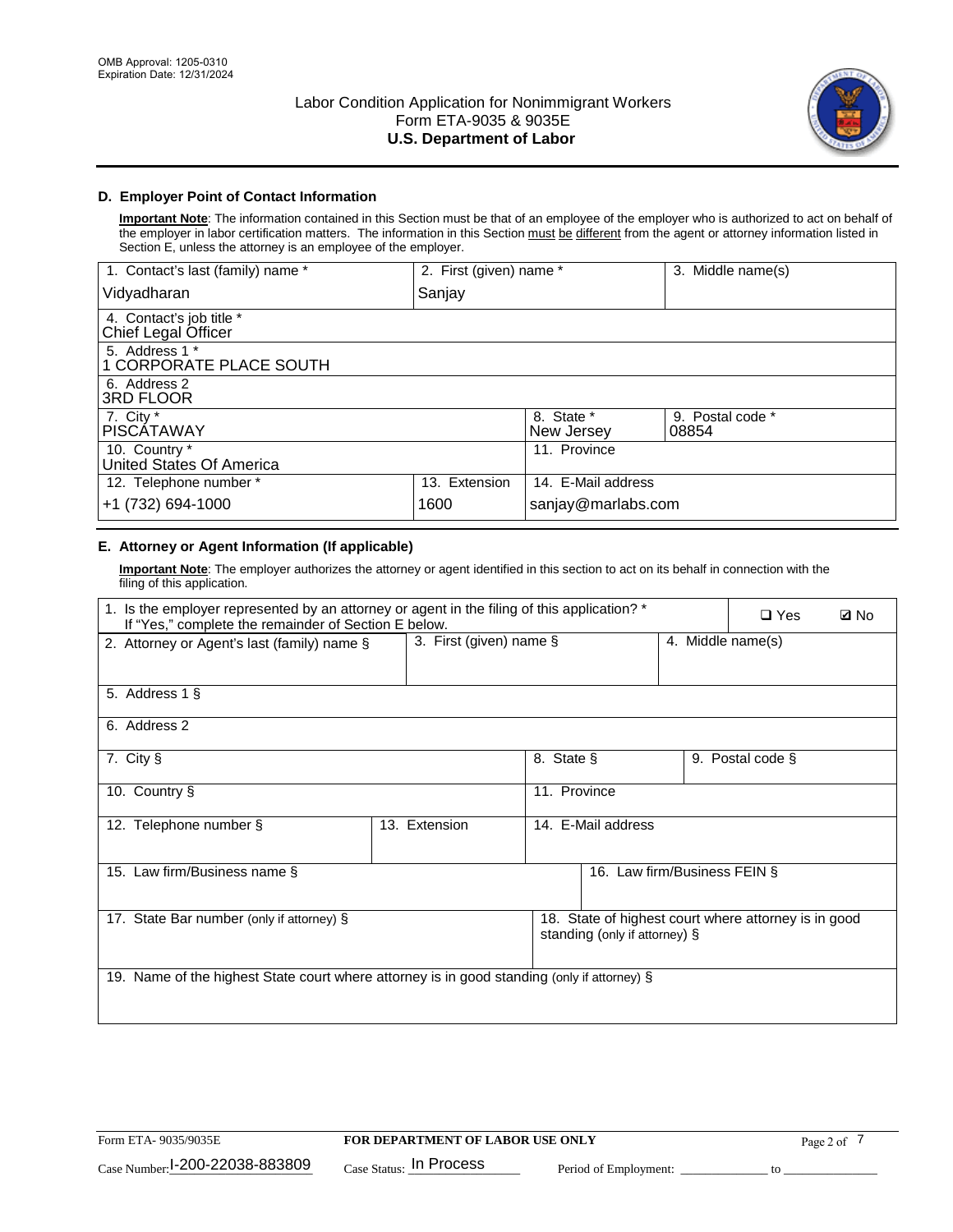## D. Employer Point of Contact Information

**Important Note**: The information contained in this Section must be that of an employee of the employer who is authorized to act on behalf of the employer in labor certification matters. The information in this Section must be different from the agent or attorney information listed in Section E, unless the attorney is an employee of the employer.

| | | | |
|---|---|---|---|
| 1. Contact's last (family) name * Vidyadharan | 2. First (given) name * Sanjay | | 3. Middle name(s) |
| 4. Contact's job title * Chief Legal Officer | | | |
| 5. Address 1 * 1 CORPORATE PLACE SOUTH | | | |
| 6. Address 2 3RD FLOOR | | | |
| 7. City * PISCATAWAY | | 8. State * New Jersey | 9. Postal code * 08854 |
| 10. Country * United States Of America | | 11. Province | |
| 12. Telephone number * +1 (732) 694-1000 | 13. Extension 1600 | 14. E-Mail address sanjay@marlabs.com | |

## E. Attorney or Agent Information (If applicable)

**Important Note**: The employer authorizes the attorney or agent identified in this section to act on its behalf in connection with the filing of this application.

| | | | |
|---|---|---|---|
| 1. Is the employer represented by an attorney or agent in the filing of this application? * If "Yes," complete the remainder of Section E below. | | ❑ Yes | ☑ No |
| 2. Attorney or Agent's last (family) name § | 3. First (given) name § | 4. Middle name(s) | |
| 5. Address 1 § | | | |
| 6. Address 2 | | | |
| 7. City § | 8. State § | 9. Postal code § | |
| 10. Country § | 11. Province | | |
| 12. Telephone number § | 13. Extension | 14. E-Mail address | |
| 15. Law firm/Business name § | | 16. Law firm/Business FEIN § | |
| 17. State Bar number (only if attorney) § | | 18. State of highest court where attorney is in good standing (only if attorney) § | |
| 19. Name of the highest State court where attorney is in good standing (only if attorney) § | | | |

Form ETA- 9035/9035E | FOR DEPARTMENT OF LABOR USE ONLY

Case Number: I-200-22038-883809 Case Status: In Process Period of Employment: _____________ to _______________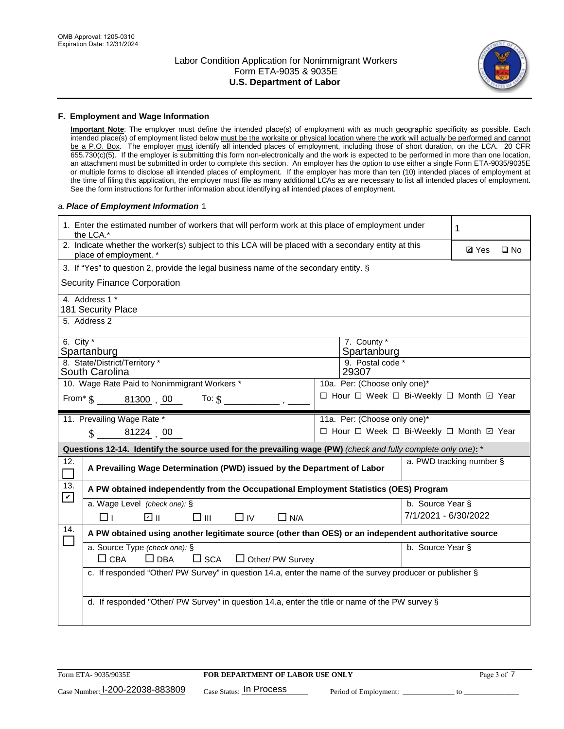OMB Approval: 1205-0310
Expiration Date: 12/31/2024

# Labor Condition Application for Nonimmigrant Workers
## Form ETA-9035 & 9035E
## U.S. Department of Labor

### F. Employment and Wage Information

**Important Note**: The employer must define the intended place(s) of employment with as much geographic specificity as possible. Each intended place(s) of employment listed below must be the worksite or physical location where the work will actually be performed and cannot be a P.O. Box. The employer must identify all intended places of employment, including those of short duration, on the LCA. 20 CFR 655.730(c)(5). If the employer is submitting this form non-electronically and the work is expected to be performed in more than one location, an attachment must be submitted in order to complete this section. An employer has the option to use either a single Form ETA-9035/9035E or multiple forms to disclose all intended places of employment. If the employer has more than ten (10) intended places of employment at the time of filing this application, the employer must file as many additional LCAs as are necessary to list all intended places of employment. See the form instructions for further information about identifying all intended places of employment.

a. ***Place of Employment Information*** 1

| | |
|---|---|
| 1. Enter the estimated number of workers that will perform work at this place of employment under the LCA.* | 1 |
| 2. Indicate whether the worker(s) subject to this LCA will be placed with a secondary entity at this place of employment. * | ☑ Yes ☐ No |
| 3. If "Yes" to question 2, provide the legal business name of the secondary entity. § Security Finance Corporation | |
| 4. Address 1 * 181 Security Place | |
| 5. Address 2 | |
| 6. City * Spartanburg | 7. County * Spartanburg |
| 8. State/District/Territory * South Carolina | 9. Postal code * 29307 |
| 10. Wage Rate Paid to Nonimmigrant Workers * From* $ 81300 . 00 To: $ ___ . ___ | 10a. Per: (Choose only one)* ☐ Hour ☐ Week ☐ Bi-Weekly ☐ Month ☑ Year |
| 11. Prevailing Wage Rate * $ 81224 . 00 | 11a. Per: (Choose only one)* ☐ Hour ☐ Week ☐ Bi-Weekly ☐ Month ☑ Year |

**Questions 12-14. Identify the source used for the prevailing wage (PW)** *(check and fully complete only one)*: *

| | | |
|---|---|---|
| 12. ☐ | **A Prevailing Wage Determination (PWD) issued by the Department of Labor** | a. PWD tracking number § |
| 13. ☑ | **A PW obtained independently from the Occupational Employment Statistics (OES) Program** | |
| | a. Wage Level *(check one):* § ☐ I ☑ II ☐ III ☐ IV ☐ N/A | b. Source Year § 7/1/2021 - 6/30/2022 |
| 14. ☐ | **A PW obtained using another legitimate source (other than OES) or an independent authoritative source** | |
| | a. Source Type *(check one):* § ☐ CBA ☐ DBA ☐ SCA ☐ Other/ PW Survey | b. Source Year § |
| | c. If responded "Other/ PW Survey" in question 14.a, enter the name of the survey producer or publisher § | |
| | d. If responded "Other/ PW Survey" in question 14.a, enter the title or name of the PW survey § | |

Form ETA- 9035/9035E | FOR DEPARTMENT OF LABOR USE ONLY

Case Number: I-200-22038-883809 Case Status: In Process Period of Employment: ___ to ___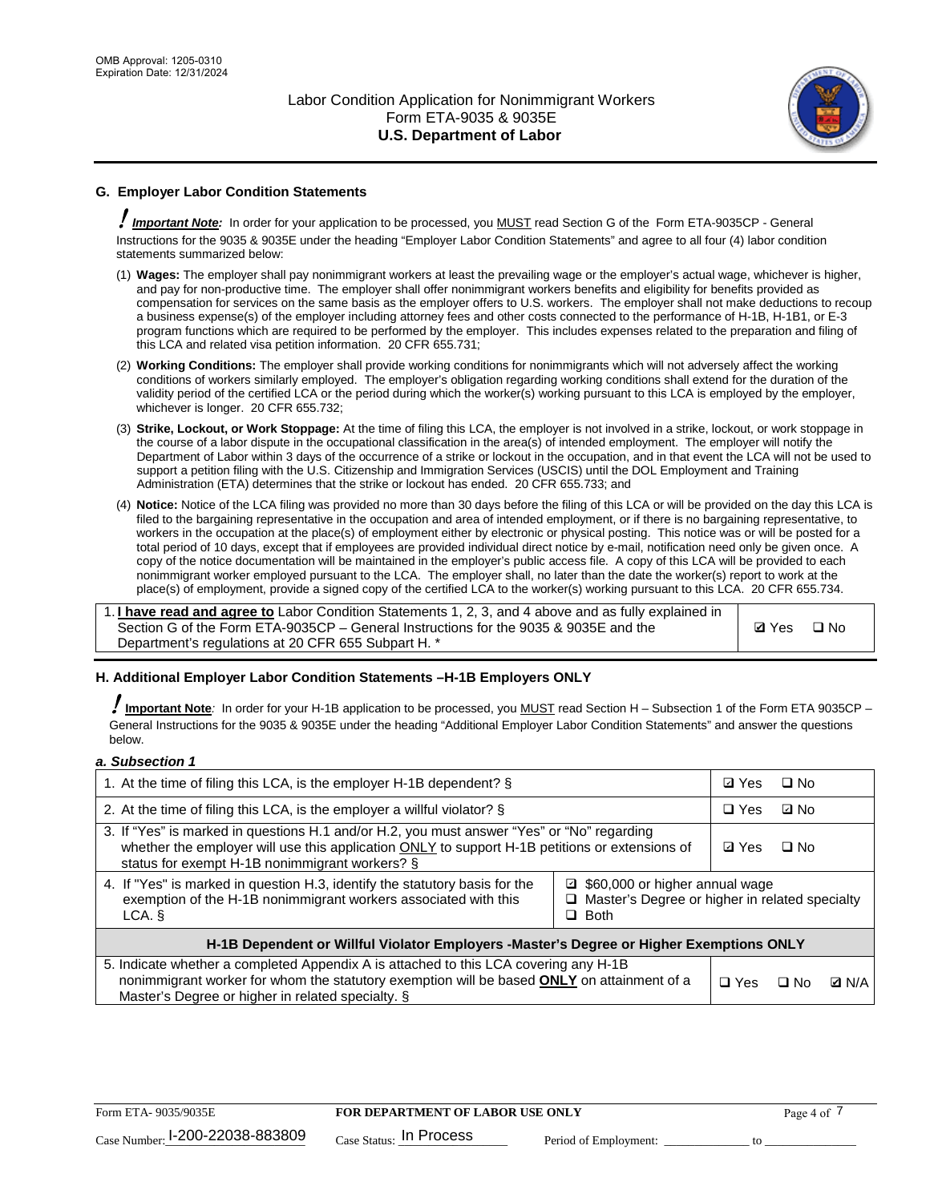## G. Employer Labor Condition Statements

! ***Important Note:*** In order for your application to be processed, you MUST read Section G of the Form ETA-9035CP - General Instructions for the 9035 & 9035E under the heading "Employer Labor Condition Statements" and agree to all four (4) labor condition statements summarized below:

(1) **Wages:** The employer shall pay nonimmigrant workers at least the prevailing wage or the employer's actual wage, whichever is higher, and pay for non-productive time. The employer shall offer nonimmigrant workers benefits and eligibility for benefits provided as compensation for services on the same basis as the employer offers to U.S. workers. The employer shall not make deductions to recoup a business expense(s) of the employer including attorney fees and other costs connected to the performance of H-1B, H-1B1, or E-3 program functions which are required to be performed by the employer. This includes expenses related to the preparation and filing of this LCA and related visa petition information. 20 CFR 655.731;

(2) **Working Conditions:** The employer shall provide working conditions for nonimmigrants which will not adversely affect the working conditions of workers similarly employed. The employer's obligation regarding working conditions shall extend for the duration of the validity period of the certified LCA or the period during which the worker(s) working pursuant to this LCA is employed by the employer, whichever is longer. 20 CFR 655.732;

(3) **Strike, Lockout, or Work Stoppage:** At the time of filing this LCA, the employer is not involved in a strike, lockout, or work stoppage in the course of a labor dispute in the occupational classification in the area(s) of intended employment. The employer will notify the Department of Labor within 3 days of the occurrence of a strike or lockout in the occupation, and in that event the LCA will not be used to support a petition filing with the U.S. Citizenship and Immigration Services (USCIS) until the DOL Employment and Training Administration (ETA) determines that the strike or lockout has ended. 20 CFR 655.733; and

(4) **Notice:** Notice of the LCA filing was provided no more than 30 days before the filing of this LCA or will be provided on the day this LCA is filed to the bargaining representative in the occupation and area of intended employment, or if there is no bargaining representative, to workers in the occupation at the place(s) of employment either by electronic or physical posting. This notice was or will be posted for a total period of 10 days, except that if employees are provided individual direct notice by e-mail, notification need only be given once. A copy of the notice documentation will be maintained in the employer's public access file. A copy of this LCA will be provided to each nonimmigrant worker employed pursuant to the LCA. The employer shall, no later than the date the worker(s) report to work at the place(s) of employment, provide a signed copy of the certified LCA to the worker(s) working pursuant to this LCA. 20 CFR 655.734.

| | |
|---|---|
| 1. **I have read and agree to** Labor Condition Statements 1, 2, 3, and 4 above and as fully explained in Section G of the Form ETA-9035CP – General Instructions for the 9035 & 9035E and the Department's regulations at 20 CFR 655 Subpart H. * | ☑ Yes ☐ No |

## H. Additional Employer Labor Condition Statements –H-1B Employers ONLY

! **Important Note**: In order for your H-1B application to be processed, you MUST read Section H – Subsection 1 of the Form ETA 9035CP – General Instructions for the 9035 & 9035E under the heading "Additional Employer Labor Condition Statements" and answer the questions below.

*a. Subsection 1*

| | |
|---|---|
| 1. At the time of filing this LCA, is the employer H-1B dependent? § | ☑ Yes ☐ No |
| 2. At the time of filing this LCA, is the employer a willful violator? § | ☐ Yes ☑ No |
| 3. If "Yes" is marked in questions H.1 and/or H.2, you must answer "Yes" or "No" regarding whether the employer will use this application ONLY to support H-1B petitions or extensions of status for exempt H-1B nonimmigrant workers? § | ☑ Yes ☐ No |
| 4. If "Yes" is marked in question H.3, identify the statutory basis for the exemption of the H-1B nonimmigrant workers associated with this LCA. § | ☑ $60,000 or higher annual wage<br>☐ Master's Degree or higher in related specialty<br>☐ Both |
| **H-1B Dependent or Willful Violator Employers -Master's Degree or Higher Exemptions ONLY** | |
| 5. Indicate whether a completed Appendix A is attached to this LCA covering any H-1B nonimmigrant worker for whom the statutory exemption will be based **ONLY** on attainment of a Master's Degree or higher in related specialty. § | ☐ Yes ☐ No ☑ N/A |

Form ETA- 9035/9035E **FOR DEPARTMENT OF LABOR USE ONLY**

Case Number: I-200-22038-883809 Case Status: In Process Period of Employment: _____________ to _____________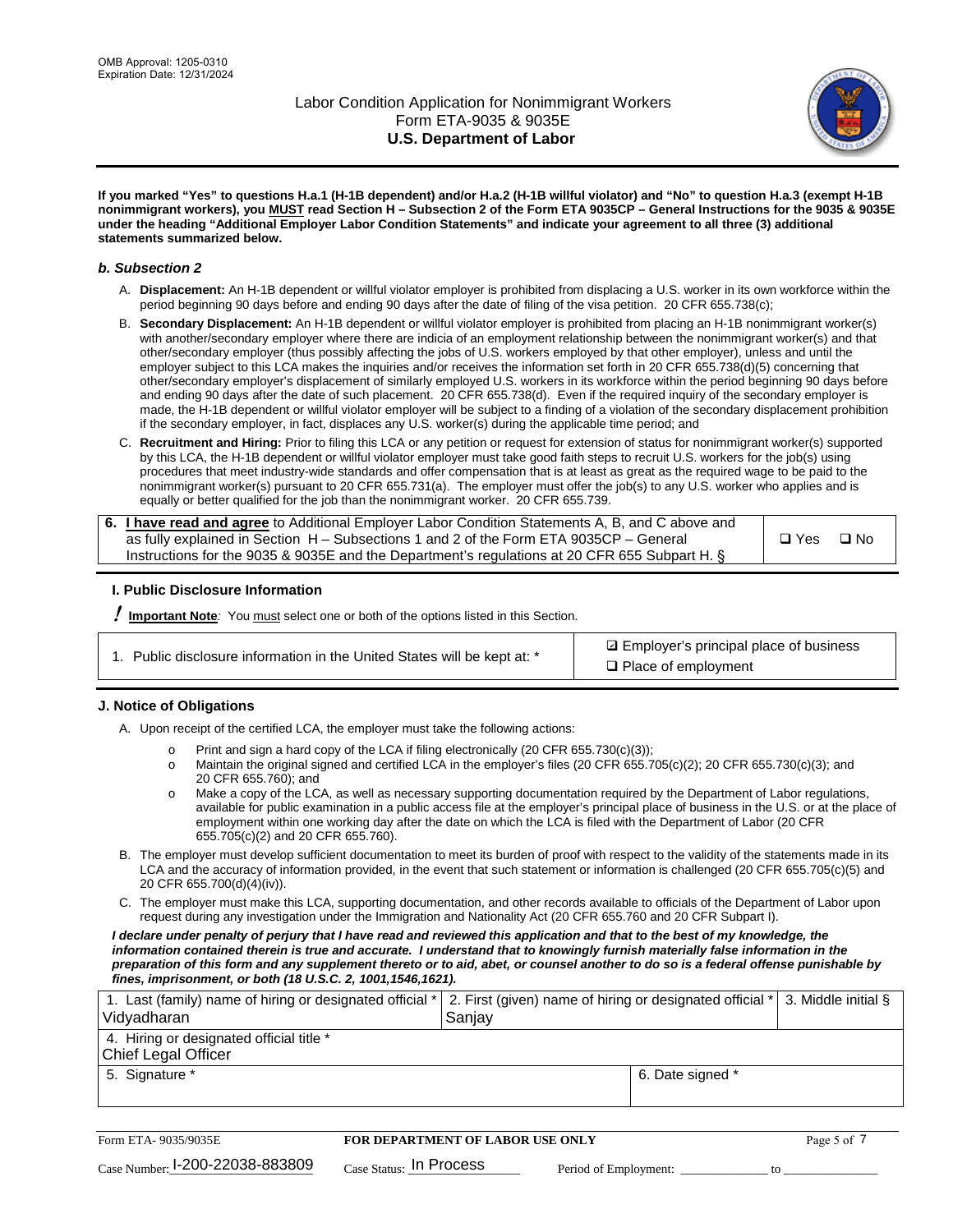**If you marked "Yes" to questions H.a.1 (H-1B dependent) and/or H.a.2 (H-1B willful violator) and "No" to question H.a.3 (exempt H-1B nonimmigrant workers), you MUST read Section H – Subsection 2 of the Form ETA 9035CP – General Instructions for the 9035 & 9035E under the heading "Additional Employer Labor Condition Statements" and indicate your agreement to all three (3) additional statements summarized below.**

### *b. Subsection 2*

A. **Displacement:** An H-1B dependent or willful violator employer is prohibited from displacing a U.S. worker in its own workforce within the period beginning 90 days before and ending 90 days after the date of filing of the visa petition. 20 CFR 655.738(c);

B. **Secondary Displacement:** An H-1B dependent or willful violator employer is prohibited from placing an H-1B nonimmigrant worker(s) with another/secondary employer where there are indicia of an employment relationship between the nonimmigrant worker(s) and that other/secondary employer (thus possibly affecting the jobs of U.S. workers employed by that other employer), unless and until the employer subject to this LCA makes the inquiries and/or receives the information set forth in 20 CFR 655.738(d)(5) concerning that other/secondary employer's displacement of similarly employed U.S. workers in its workforce within the period beginning 90 days before and ending 90 days after the date of such placement. 20 CFR 655.738(d). Even if the required inquiry of the secondary employer is made, the H-1B dependent or willful violator employer will be subject to a finding of a violation of the secondary displacement prohibition if the secondary employer, in fact, displaces any U.S. worker(s) during the applicable time period; and

C. **Recruitment and Hiring:** Prior to filing this LCA or any petition or request for extension of status for nonimmigrant worker(s) supported by this LCA, the H-1B dependent or willful violator employer must take good faith steps to recruit U.S. workers for the job(s) using procedures that meet industry-wide standards and offer compensation that is at least as great as the required wage to be paid to the nonimmigrant worker(s) pursuant to 20 CFR 655.731(a). The employer must offer the job(s) to any U.S. worker who applies and is equally or better qualified for the job than the nonimmigrant worker. 20 CFR 655.739.

| | |
|---|---|
| 6. **I have read and agree** to Additional Employer Labor Condition Statements A, B, and C above and as fully explained in Section H – Subsections 1 and 2 of the Form ETA 9035CP – General Instructions for the 9035 & 9035E and the Department's regulations at 20 CFR 655 Subpart H. § | ❑ Yes ❑ No |

## I. Public Disclosure Information

**! Important Note**: You must select one or both of the options listed in this Section.

| | |
|---|---|
| 1. Public disclosure information in the United States will be kept at: * | ☑ Employer's principal place of business<br>❑ Place of employment |

## J. Notice of Obligations

A. Upon receipt of the certified LCA, the employer must take the following actions:

- o Print and sign a hard copy of the LCA if filing electronically (20 CFR 655.730(c)(3));
- o Maintain the original signed and certified LCA in the employer's files (20 CFR 655.705(c)(2); 20 CFR 655.730(c)(3); and 20 CFR 655.760); and
- o Make a copy of the LCA, as well as necessary supporting documentation required by the Department of Labor regulations, available for public examination in a public access file at the employer's principal place of business in the U.S. or at the place of employment within one working day after the date on which the LCA is filed with the Department of Labor (20 CFR 655.705(c)(2) and 20 CFR 655.760).

B. The employer must develop sufficient documentation to meet its burden of proof with respect to the validity of the statements made in its LCA and the accuracy of information provided, in the event that such statement or information is challenged (20 CFR 655.705(c)(5) and 20 CFR 655.700(d)(4)(iv)).

C. The employer must make this LCA, supporting documentation, and other records available to officials of the Department of Labor upon request during any investigation under the Immigration and Nationality Act (20 CFR 655.760 and 20 CFR Subpart I).

***I declare under penalty of perjury that I have read and reviewed this application and that to the best of my knowledge, the information contained therein is true and accurate. I understand that to knowingly furnish materially false information in the preparation of this form and any supplement thereto or to aid, abet, or counsel another to do so is a federal offense punishable by fines, imprisonment, or both (18 U.S.C. 2, 1001,1546,1621).***

| | | |
|---|---|---|
| 1. Last (family) name of hiring or designated official *<br>Vidyadharan | 2. First (given) name of hiring or designated official *<br>Sanjay | 3. Middle initial § |
| 4. Hiring or designated official title *<br>Chief Legal Officer | | |
| 5. Signature * | 6. Date signed * | |

| | | |
|---|---|---|
| Form ETA- 9035/9035E | **FOR DEPARTMENT OF LABOR USE ONLY** | |
| Case Number: I-200-22038-883809 | Case Status: In Process | Period of Employment: _____________ to _____________ |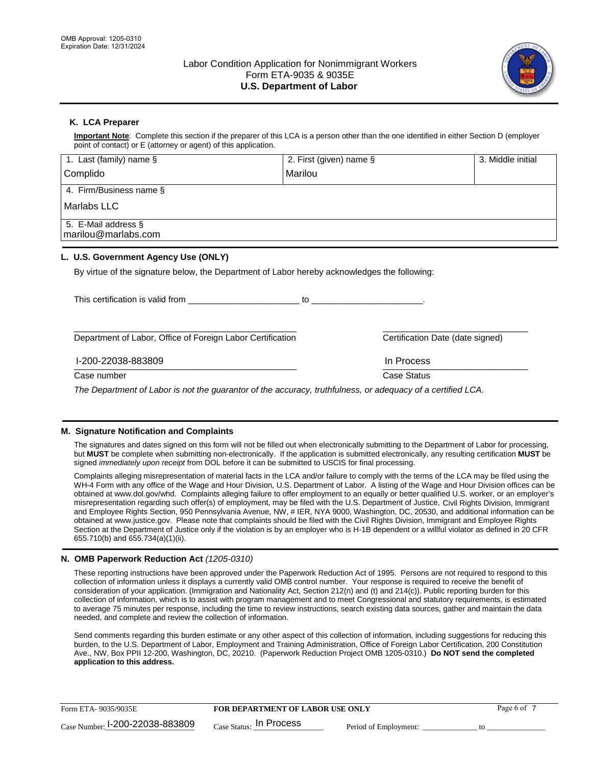## K. LCA Preparer

**Important Note**: Complete this section if the preparer of this LCA is a person other than the one identified in either Section D (employer point of contact) or E (attorney or agent) of this application.

| 1. Last (family) name § | 2. First (given) name § | 3. Middle initial |
|---|---|---|
| Complido | Marilou | |

| 4. Firm/Business name § |
|---|
| Marlabs LLC |

| 5. E-Mail address § |
|---|
| marilou@marlabs.com |

## L. U.S. Government Agency Use (ONLY)

By virtue of the signature below, the Department of Labor hereby acknowledges the following:

This certification is valid from _______________________ to _______________________.

_______________________________________________ Department of Labor, Office of Foreign Labor Certification

_______________________________ Certification Date (date signed)

I-200-22038-883809
Case number

In Process
Case Status

*The Department of Labor is not the guarantor of the accuracy, truthfulness, or adequacy of a certified LCA.*

## M. Signature Notification and Complaints

The signatures and dates signed on this form will not be filled out when electronically submitting to the Department of Labor for processing, but **MUST** be complete when submitting non-electronically. If the application is submitted electronically, any resulting certification **MUST** be signed *immediately upon receipt* from DOL before it can be submitted to USCIS for final processing.

Complaints alleging misrepresentation of material facts in the LCA and/or failure to comply with the terms of the LCA may be filed using the WH-4 Form with any office of the Wage and Hour Division, U.S. Department of Labor. A listing of the Wage and Hour Division offices can be obtained at www.dol.gov/whd. Complaints alleging failure to offer employment to an equally or better qualified U.S. worker, or an employer's misrepresentation regarding such offer(s) of employment, may be filed with the U.S. Department of Justice, Civil Rights Division, Immigrant and Employee Rights Section, 950 Pennsylvania Avenue, NW, # IER, NYA 9000, Washington, DC, 20530, and additional information can be obtained at www.justice.gov. Please note that complaints should be filed with the Civil Rights Division, Immigrant and Employee Rights Section at the Department of Justice only if the violation is by an employer who is H-1B dependent or a willful violator as defined in 20 CFR 655.710(b) and 655.734(a)(1)(ii).

## N. OMB Paperwork Reduction Act *(1205-0310)*

These reporting instructions have been approved under the Paperwork Reduction Act of 1995. Persons are not required to respond to this collection of information unless it displays a currently valid OMB control number. Your response is required to receive the benefit of consideration of your application. (Immigration and Nationality Act, Section 212(n) and (t) and 214(c)). Public reporting burden for this collection of information, which is to assist with program management and to meet Congressional and statutory requirements, is estimated to average 75 minutes per response, including the time to review instructions, search existing data sources, gather and maintain the data needed, and complete and review the collection of information.

Send comments regarding this burden estimate or any other aspect of this collection of information, including suggestions for reducing this burden, to the U.S. Department of Labor, Employment and Training Administration, Office of Foreign Labor Certification, 200 Constitution Ave., NW, Box PPII 12-200, Washington, DC, 20210. (Paperwork Reduction Project OMB 1205-0310.) **Do NOT send the completed application to this address.**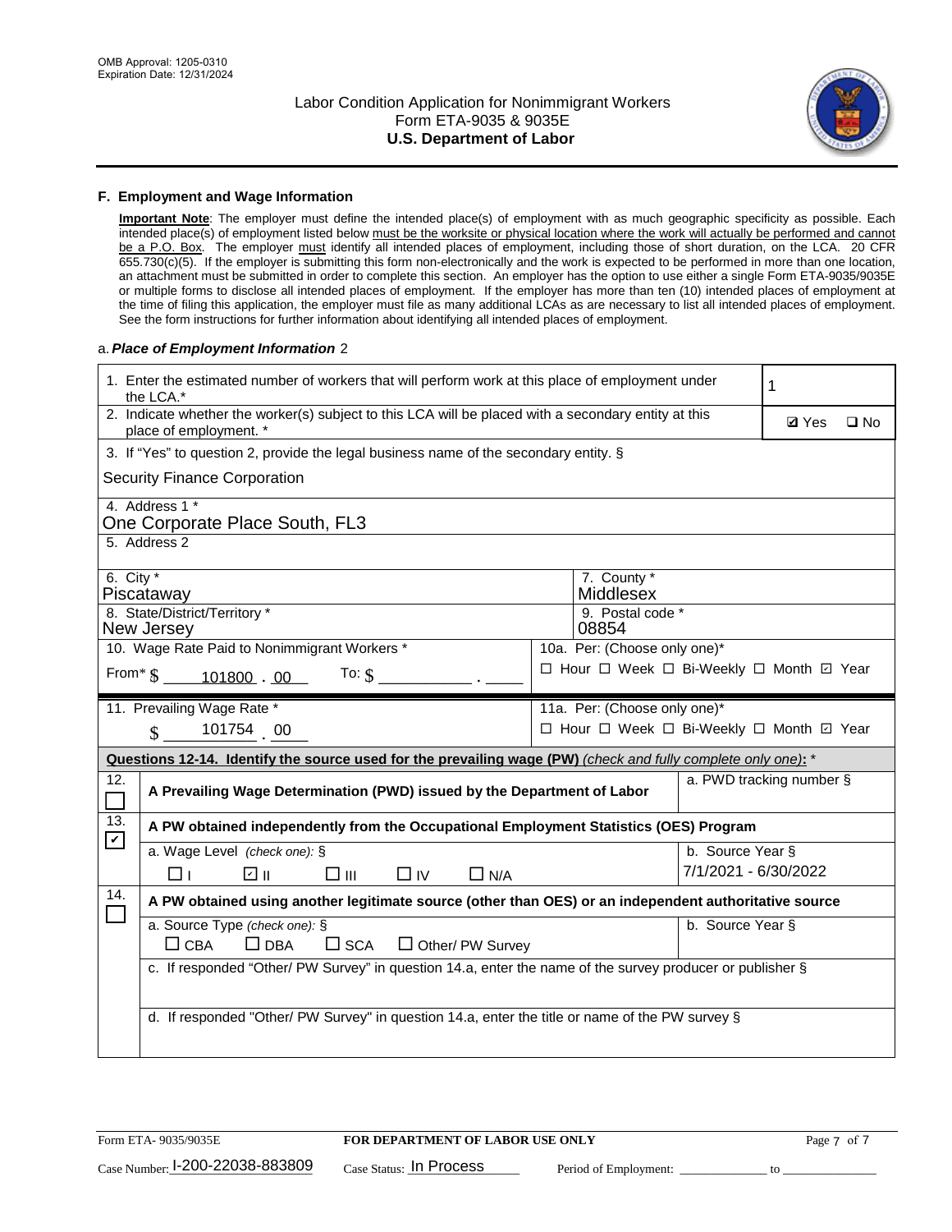OMB Approval: 1205-0310
Expiration Date: 12/31/2024

# Labor Condition Application for Nonimmigrant Workers
## Form ETA-9035 & 9035E
## U.S. Department of Labor

### F. Employment and Wage Information

**Important Note**: The employer must define the intended place(s) of employment with as much geographic specificity as possible. Each intended place(s) of employment listed below must be the worksite or physical location where the work will actually be performed and cannot be a P.O. Box. The employer must identify all intended places of employment, including those of short duration, on the LCA. 20 CFR 655.730(c)(5). If the employer is submitting this form non-electronically and the work is expected to be performed in more than one location, an attachment must be submitted in order to complete this section. An employer has the option to use either a single Form ETA-9035/9035E or multiple forms to disclose all intended places of employment. If the employer has more than ten (10) intended places of employment at the time of filing this application, the employer must file as many additional LCAs as are necessary to list all intended places of employment. See the form instructions for further information about identifying all intended places of employment.

a. ***Place of Employment Information*** 2

| | |
|---|---|
| 1. Enter the estimated number of workers that will perform work at this place of employment under the LCA.* | 1 |
| 2. Indicate whether the worker(s) subject to this LCA will be placed with a secondary entity at this place of employment. * | ☑ Yes ☐ No |
| 3. If "Yes" to question 2, provide the legal business name of the secondary entity. § Security Finance Corporation | |
| 4. Address 1 * One Corporate Place South, FL3 | |
| 5. Address 2 | |
| 6. City * Piscataway | 7. County * Middlesex |
| 8. State/District/Territory * New Jersey | 9. Postal code * 08854 |
| 10. Wage Rate Paid to Nonimmigrant Workers * From* $ 101800 . 00 To: $ ______ . ____ | 10a. Per: (Choose only one)* ☐ Hour ☐ Week ☐ Bi-Weekly ☐ Month ☑ Year |
| 11. Prevailing Wage Rate * $ 101754 . 00 | 11a. Per: (Choose only one)* ☐ Hour ☐ Week ☐ Bi-Weekly ☐ Month ☑ Year |

**Questions 12-14. Identify the source used for the prevailing wage (PW)** *(check and fully complete only one)*: *

| | | |
|---|---|---|
| 12. ☐ | **A Prevailing Wage Determination (PWD) issued by the Department of Labor** | a. PWD tracking number § |
| 13. ☑ | **A PW obtained independently from the Occupational Employment Statistics (OES) Program** | |
| | a. Wage Level *(check one)*: § ☐ I ☑ II ☐ III ☐ IV ☐ N/A | b. Source Year § 7/1/2021 - 6/30/2022 |
| 14. ☐ | **A PW obtained using another legitimate source (other than OES) or an independent authoritative source** | |
| | a. Source Type *(check one)*: § ☐ CBA ☐ DBA ☐ SCA ☐ Other/ PW Survey | b. Source Year § |
| | c. If responded "Other/ PW Survey" in question 14.a, enter the name of the survey producer or publisher § | |
| | d. If responded "Other/ PW Survey" in question 14.a, enter the title or name of the PW survey § | |

Form ETA- 9035/9035E | **FOR DEPARTMENT OF LABOR USE ONLY**

Case Number: I-200-22038-883809 Case Status: In Process Period of Employment: ____________ to ______________